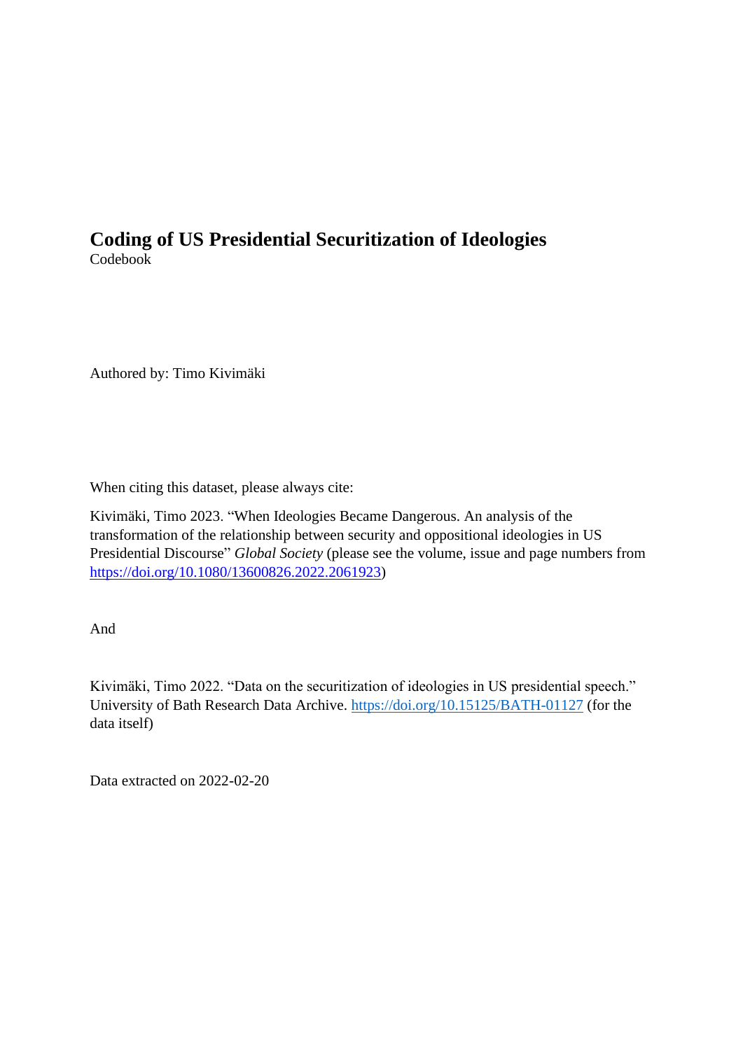# Coding of US Presidential Securitization of Ideologies

Codebook

Authored by: Timo Kivimäki

When citing this dataset, please always cite:

Kivimäki, Timo 2023. "When Ideologies Became Dangerous. An analysis of the transformation of the relationship between security and oppositional ideologies in US Presidential Discourse" *Global Society* (please see the volume, issue and page numbers from https://doi.org/10.1080/13600826.2022.2061923)

And

Kivimäki, Timo 2022. "Data on the securitization of ideologies in US presidential speech." University of Bath Research Data Archive. https://doi.org/10.15125/BATH-01127 (for the data itself)

Data extracted on 2022-02-20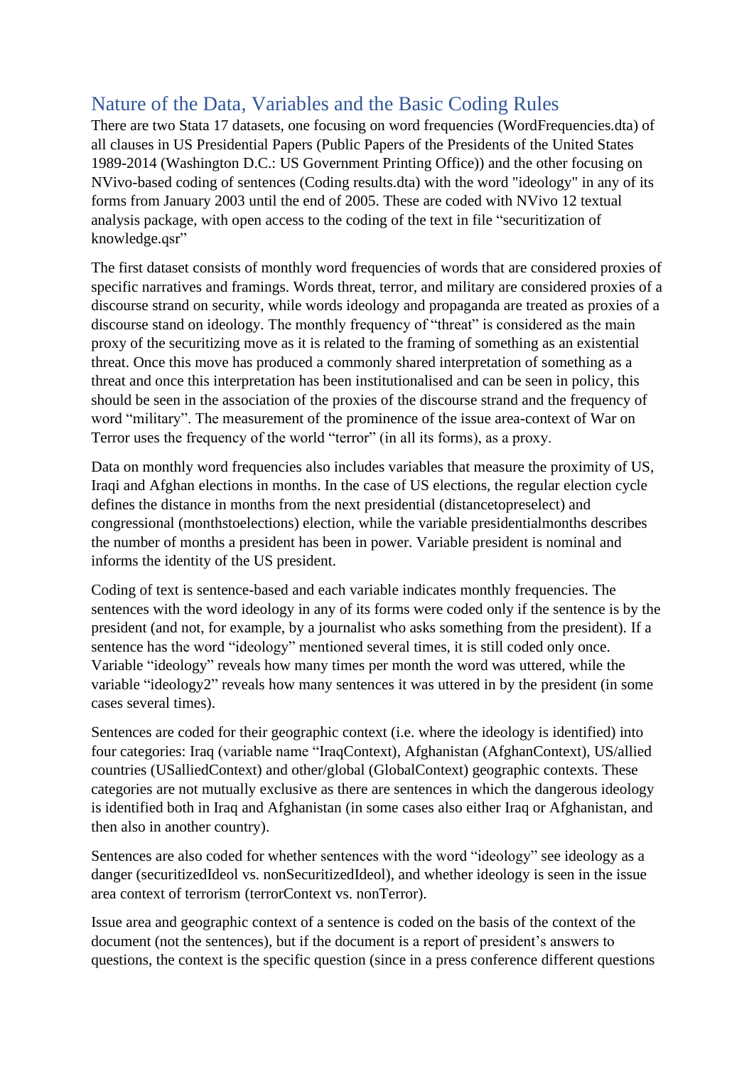## Nature of the Data, Variables and the Basic Coding Rules

There are two Stata 17 datasets, one focusing on word frequencies (WordFrequencies.dta) of all clauses in US Presidential Papers (Public Papers of the Presidents of the United States 1989-2014 (Washington D.C.: US Government Printing Office)) and the other focusing on NVivo-based coding of sentences (Coding results.dta) with the word "ideology" in any of its forms from January 2003 until the end of 2005. These are coded with NVivo 12 textual analysis package, with open access to the coding of the text in file "securitization of knowledge.qsr"

The first dataset consists of monthly word frequencies of words that are considered proxies of specific narratives and framings. Words threat, terror, and military are considered proxies of a discourse strand on security, while words ideology and propaganda are treated as proxies of a discourse stand on ideology. The monthly frequency of "threat" is considered as the main proxy of the securitizing move as it is related to the framing of something as an existential threat. Once this move has produced a commonly shared interpretation of something as a threat and once this interpretation has been institutionalised and can be seen in policy, this should be seen in the association of the proxies of the discourse strand and the frequency of word "military". The measurement of the prominence of the issue area-context of War on Terror uses the frequency of the world "terror" (in all its forms), as a proxy.

Data on monthly word frequencies also includes variables that measure the proximity of US, Iraqi and Afghan elections in months. In the case of US elections, the regular election cycle defines the distance in months from the next presidential (distancetopreselect) and congressional (monthstoelections) election, while the variable presidentialmonths describes the number of months a president has been in power. Variable president is nominal and informs the identity of the US president.

Coding of text is sentence-based and each variable indicates monthly frequencies. The sentences with the word ideology in any of its forms were coded only if the sentence is by the president (and not, for example, by a journalist who asks something from the president). If a sentence has the word "ideology" mentioned several times, it is still coded only once. Variable "ideology" reveals how many times per month the word was uttered, while the variable "ideology2" reveals how many sentences it was uttered in by the president (in some cases several times).

Sentences are coded for their geographic context (i.e. where the ideology is identified) into four categories: Iraq (variable name "IraqContext), Afghanistan (AfghanContext), US/allied countries (USalliedContext) and other/global (GlobalContext) geographic contexts. These categories are not mutually exclusive as there are sentences in which the dangerous ideology is identified both in Iraq and Afghanistan (in some cases also either Iraq or Afghanistan, and then also in another country).

Sentences are also coded for whether sentences with the word "ideology" see ideology as a danger (securitizedIdeol vs. nonSecuritizedIdeol), and whether ideology is seen in the issue area context of terrorism (terrorContext vs. nonTerror).

Issue area and geographic context of a sentence is coded on the basis of the context of the document (not the sentences), but if the document is a report of president's answers to questions, the context is the specific question (since in a press conference different questions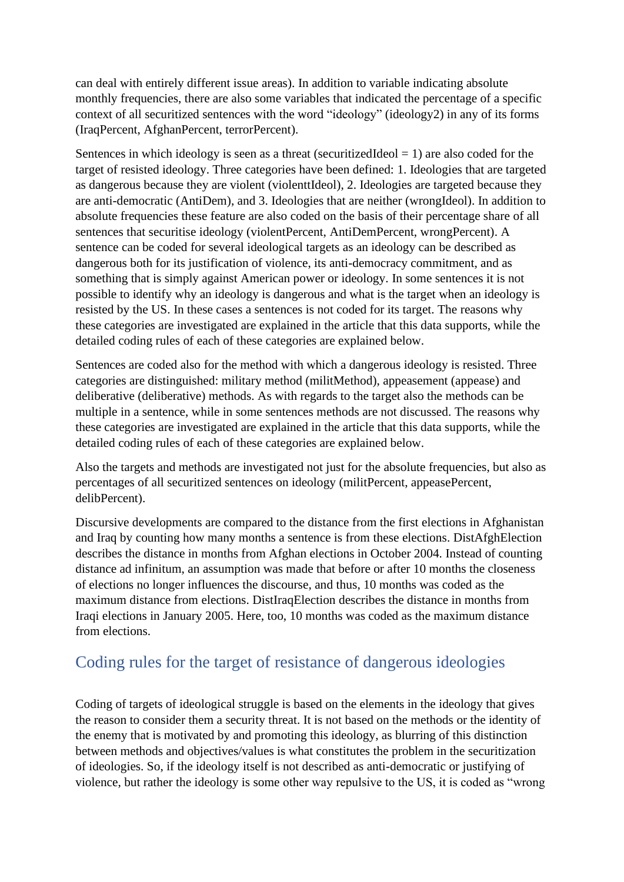can deal with entirely different issue areas). In addition to variable indicating absolute monthly frequencies, there are also some variables that indicated the percentage of a specific context of all securitized sentences with the word "ideology" (ideology2) in any of its forms (IraqPercent, AfghanPercent, terrorPercent).

Sentences in which ideology is seen as a threat (securitizedIdeol = 1) are also coded for the target of resisted ideology. Three categories have been defined: 1. Ideologies that are targeted as dangerous because they are violent (violenttIdeol), 2. Ideologies are targeted because they are anti-democratic (AntiDem), and 3. Ideologies that are neither (wrongIdeol). In addition to absolute frequencies these feature are also coded on the basis of their percentage share of all sentences that securitise ideology (violentPercent, AntiDemPercent, wrongPercent). A sentence can be coded for several ideological targets as an ideology can be described as dangerous both for its justification of violence, its anti-democracy commitment, and as something that is simply against American power or ideology. In some sentences it is not possible to identify why an ideology is dangerous and what is the target when an ideology is resisted by the US. In these cases a sentences is not coded for its target. The reasons why these categories are investigated are explained in the article that this data supports, while the detailed coding rules of each of these categories are explained below.

Sentences are coded also for the method with which a dangerous ideology is resisted. Three categories are distinguished: military method (militMethod), appeasement (appease) and deliberative (deliberative) methods. As with regards to the target also the methods can be multiple in a sentence, while in some sentences methods are not discussed. The reasons why these categories are investigated are explained in the article that this data supports, while the detailed coding rules of each of these categories are explained below.

Also the targets and methods are investigated not just for the absolute frequencies, but also as percentages of all securitized sentences on ideology (militPercent, appeasePercent, delibPercent).

Discursive developments are compared to the distance from the first elections in Afghanistan and Iraq by counting how many months a sentence is from these elections. DistAfghElection describes the distance in months from Afghan elections in October 2004. Instead of counting distance ad infinitum, an assumption was made that before or after 10 months the closeness of elections no longer influences the discourse, and thus, 10 months was coded as the maximum distance from elections. DistIraqElection describes the distance in months from Iraqi elections in January 2005. Here, too, 10 months was coded as the maximum distance from elections.

## Coding rules for the target of resistance of dangerous ideologies

Coding of targets of ideological struggle is based on the elements in the ideology that gives the reason to consider them a security threat. It is not based on the methods or the identity of the enemy that is motivated by and promoting this ideology, as blurring of this distinction between methods and objectives/values is what constitutes the problem in the securitization of ideologies. So, if the ideology itself is not described as anti-democratic or justifying of violence, but rather the ideology is some other way repulsive to the US, it is coded as "wrong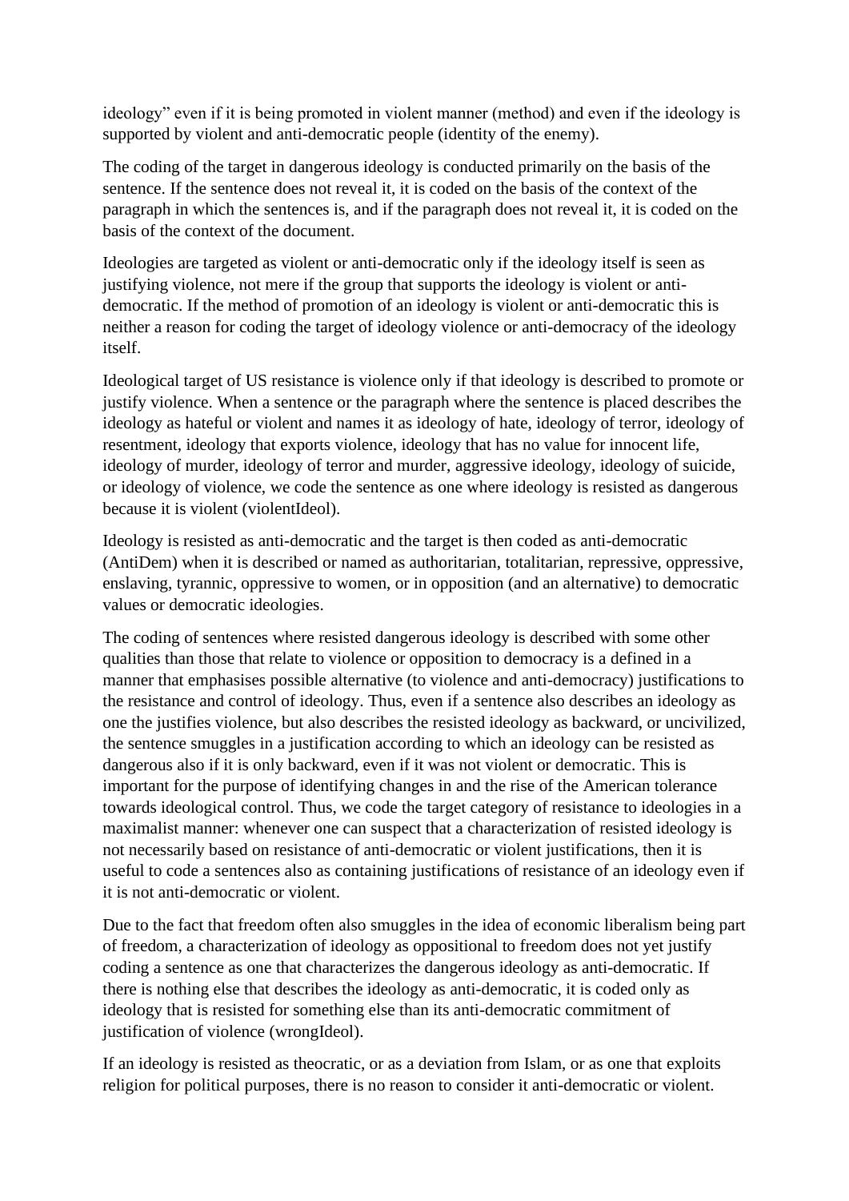ideology" even if it is being promoted in violent manner (method) and even if the ideology is supported by violent and anti-democratic people (identity of the enemy).

The coding of the target in dangerous ideology is conducted primarily on the basis of the sentence. If the sentence does not reveal it, it is coded on the basis of the context of the paragraph in which the sentences is, and if the paragraph does not reveal it, it is coded on the basis of the context of the document.

Ideologies are targeted as violent or anti-democratic only if the ideology itself is seen as justifying violence, not mere if the group that supports the ideology is violent or anti-democratic. If the method of promotion of an ideology is violent or anti-democratic this is neither a reason for coding the target of ideology violence or anti-democracy of the ideology itself.

Ideological target of US resistance is violence only if that ideology is described to promote or justify violence. When a sentence or the paragraph where the sentence is placed describes the ideology as hateful or violent and names it as ideology of hate, ideology of terror, ideology of resentment, ideology that exports violence, ideology that has no value for innocent life, ideology of murder, ideology of terror and murder, aggressive ideology, ideology of suicide, or ideology of violence, we code the sentence as one where ideology is resisted as dangerous because it is violent (violentIdeol).

Ideology is resisted as anti-democratic and the target is then coded as anti-democratic (AntiDem) when it is described or named as authoritarian, totalitarian, repressive, oppressive, enslaving, tyrannic, oppressive to women, or in opposition (and an alternative) to democratic values or democratic ideologies.

The coding of sentences where resisted dangerous ideology is described with some other qualities than those that relate to violence or opposition to democracy is a defined in a manner that emphasises possible alternative (to violence and anti-democracy) justifications to the resistance and control of ideology. Thus, even if a sentence also describes an ideology as one the justifies violence, but also describes the resisted ideology as backward, or uncivilized, the sentence smuggles in a justification according to which an ideology can be resisted as dangerous also if it is only backward, even if it was not violent or democratic. This is important for the purpose of identifying changes in and the rise of the American tolerance towards ideological control. Thus, we code the target category of resistance to ideologies in a maximalist manner: whenever one can suspect that a characterization of resisted ideology is not necessarily based on resistance of anti-democratic or violent justifications, then it is useful to code a sentences also as containing justifications of resistance of an ideology even if it is not anti-democratic or violent.

Due to the fact that freedom often also smuggles in the idea of economic liberalism being part of freedom, a characterization of ideology as oppositional to freedom does not yet justify coding a sentence as one that characterizes the dangerous ideology as anti-democratic. If there is nothing else that describes the ideology as anti-democratic, it is coded only as ideology that is resisted for something else than its anti-democratic commitment of justification of violence (wrongIdeol).

If an ideology is resisted as theocratic, or as a deviation from Islam, or as one that exploits religion for political purposes, there is no reason to consider it anti-democratic or violent.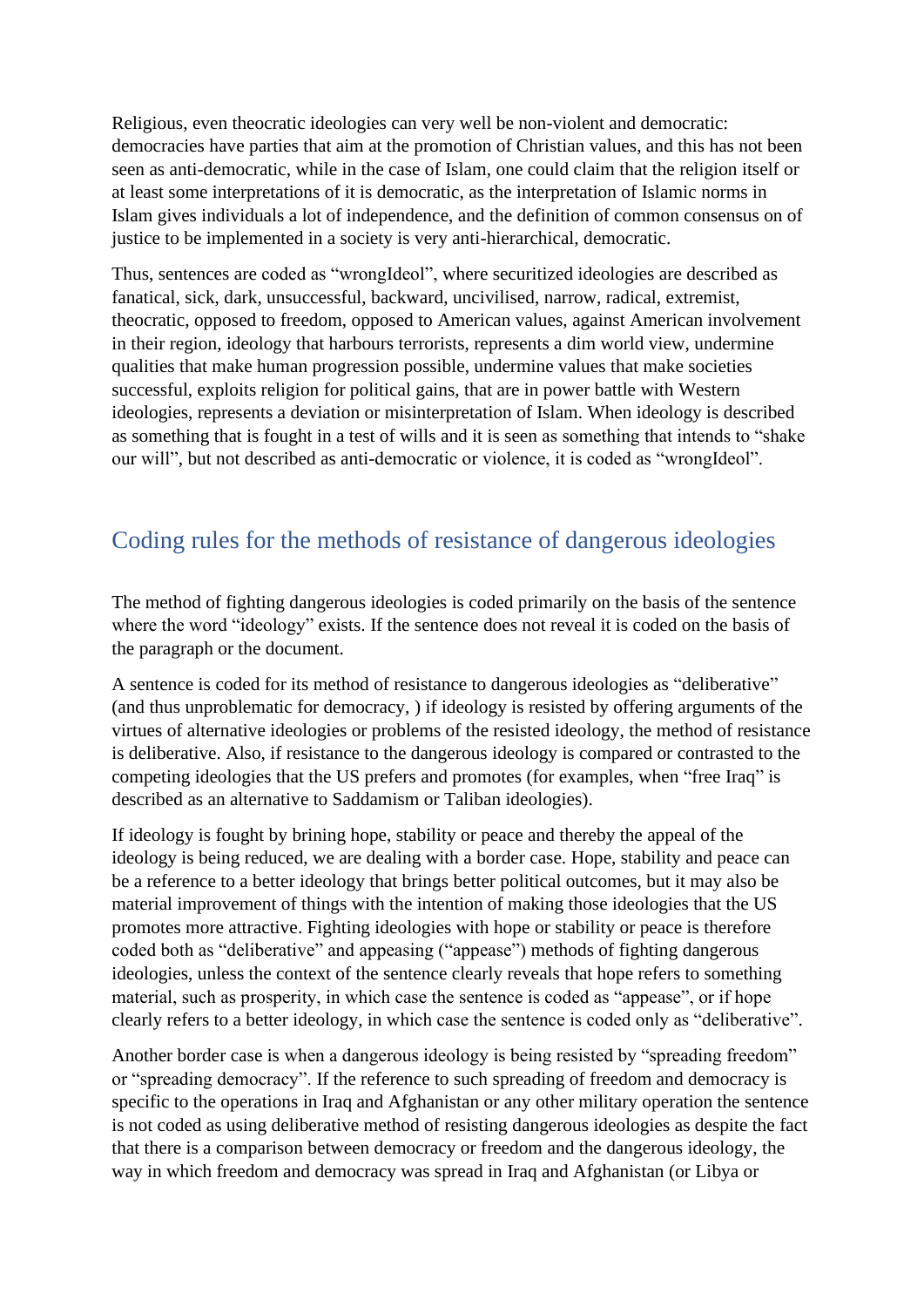Religious, even theocratic ideologies can very well be non-violent and democratic: democracies have parties that aim at the promotion of Christian values, and this has not been seen as anti-democratic, while in the case of Islam, one could claim that the religion itself or at least some interpretations of it is democratic, as the interpretation of Islamic norms in Islam gives individuals a lot of independence, and the definition of common consensus on of justice to be implemented in a society is very anti-hierarchical, democratic.

Thus, sentences are coded as "wrongIdeol", where securitized ideologies are described as fanatical, sick, dark, unsuccessful, backward, uncivilised, narrow, radical, extremist, theocratic, opposed to freedom, opposed to American values, against American involvement in their region, ideology that harbours terrorists, represents a dim world view, undermine qualities that make human progression possible, undermine values that make societies successful, exploits religion for political gains, that are in power battle with Western ideologies, represents a deviation or misinterpretation of Islam. When ideology is described as something that is fought in a test of wills and it is seen as something that intends to "shake our will", but not described as anti-democratic or violence, it is coded as "wrongIdeol".

## Coding rules for the methods of resistance of dangerous ideologies

The method of fighting dangerous ideologies is coded primarily on the basis of the sentence where the word "ideology" exists. If the sentence does not reveal it is coded on the basis of the paragraph or the document.

A sentence is coded for its method of resistance to dangerous ideologies as "deliberative" (and thus unproblematic for democracy, ) if ideology is resisted by offering arguments of the virtues of alternative ideologies or problems of the resisted ideology, the method of resistance is deliberative. Also, if resistance to the dangerous ideology is compared or contrasted to the competing ideologies that the US prefers and promotes (for examples, when "free Iraq" is described as an alternative to Saddamism or Taliban ideologies).

If ideology is fought by brining hope, stability or peace and thereby the appeal of the ideology is being reduced, we are dealing with a border case. Hope, stability and peace can be a reference to a better ideology that brings better political outcomes, but it may also be material improvement of things with the intention of making those ideologies that the US promotes more attractive. Fighting ideologies with hope or stability or peace is therefore coded both as "deliberative" and appeasing ("appease") methods of fighting dangerous ideologies, unless the context of the sentence clearly reveals that hope refers to something material, such as prosperity, in which case the sentence is coded as "appease", or if hope clearly refers to a better ideology, in which case the sentence is coded only as "deliberative".

Another border case is when a dangerous ideology is being resisted by "spreading freedom" or "spreading democracy". If the reference to such spreading of freedom and democracy is specific to the operations in Iraq and Afghanistan or any other military operation the sentence is not coded as using deliberative method of resisting dangerous ideologies as despite the fact that there is a comparison between democracy or freedom and the dangerous ideology, the way in which freedom and democracy was spread in Iraq and Afghanistan (or Libya or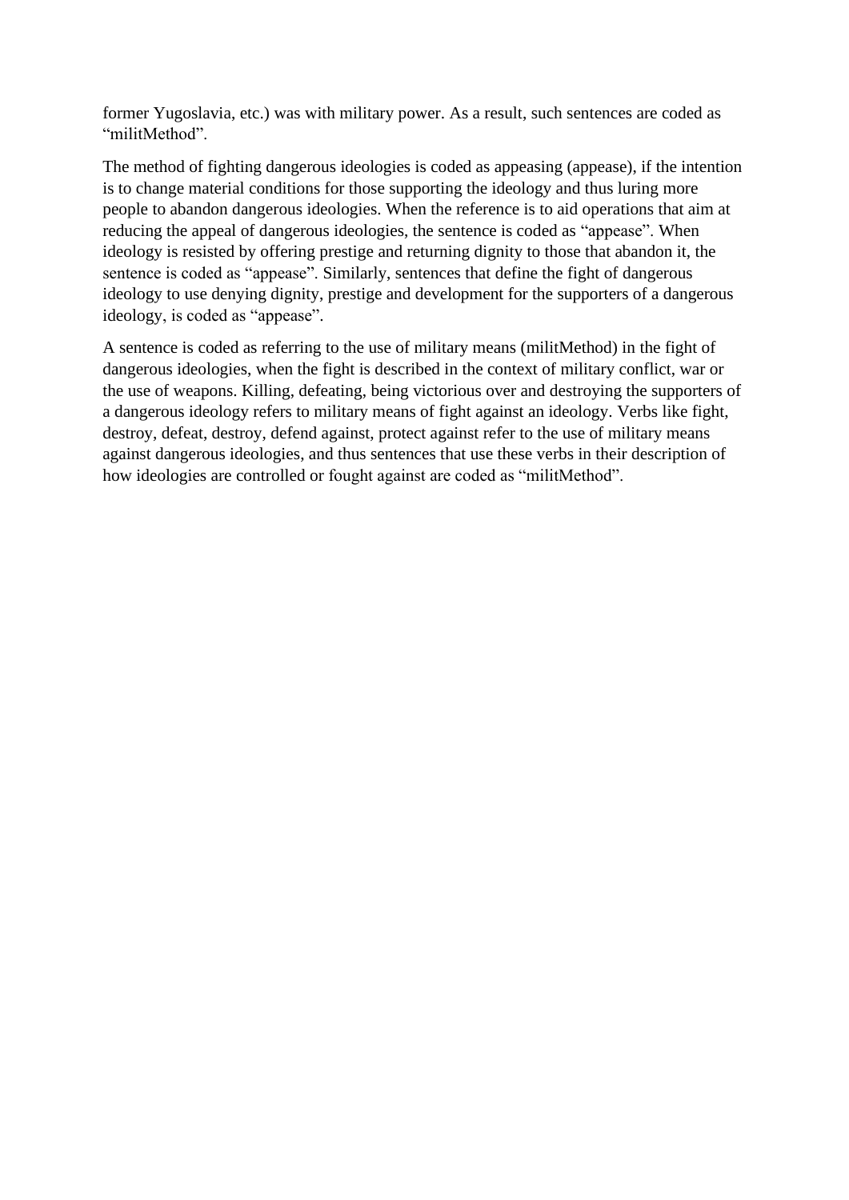former Yugoslavia, etc.) was with military power. As a result, such sentences are coded as “militMethod”.

The method of fighting dangerous ideologies is coded as appeasing (appease), if the intention is to change material conditions for those supporting the ideology and thus luring more people to abandon dangerous ideologies. When the reference is to aid operations that aim at reducing the appeal of dangerous ideologies, the sentence is coded as “appease”. When ideology is resisted by offering prestige and returning dignity to those that abandon it, the sentence is coded as “appease”. Similarly, sentences that define the fight of dangerous ideology to use denying dignity, prestige and development for the supporters of a dangerous ideology, is coded as “appease”.

A sentence is coded as referring to the use of military means (militMethod) in the fight of dangerous ideologies, when the fight is described in the context of military conflict, war or the use of weapons. Killing, defeating, being victorious over and destroying the supporters of a dangerous ideology refers to military means of fight against an ideology. Verbs like fight, destroy, defeat, destroy, defend against, protect against refer to the use of military means against dangerous ideologies, and thus sentences that use these verbs in their description of how ideologies are controlled or fought against are coded as “militMethod”.